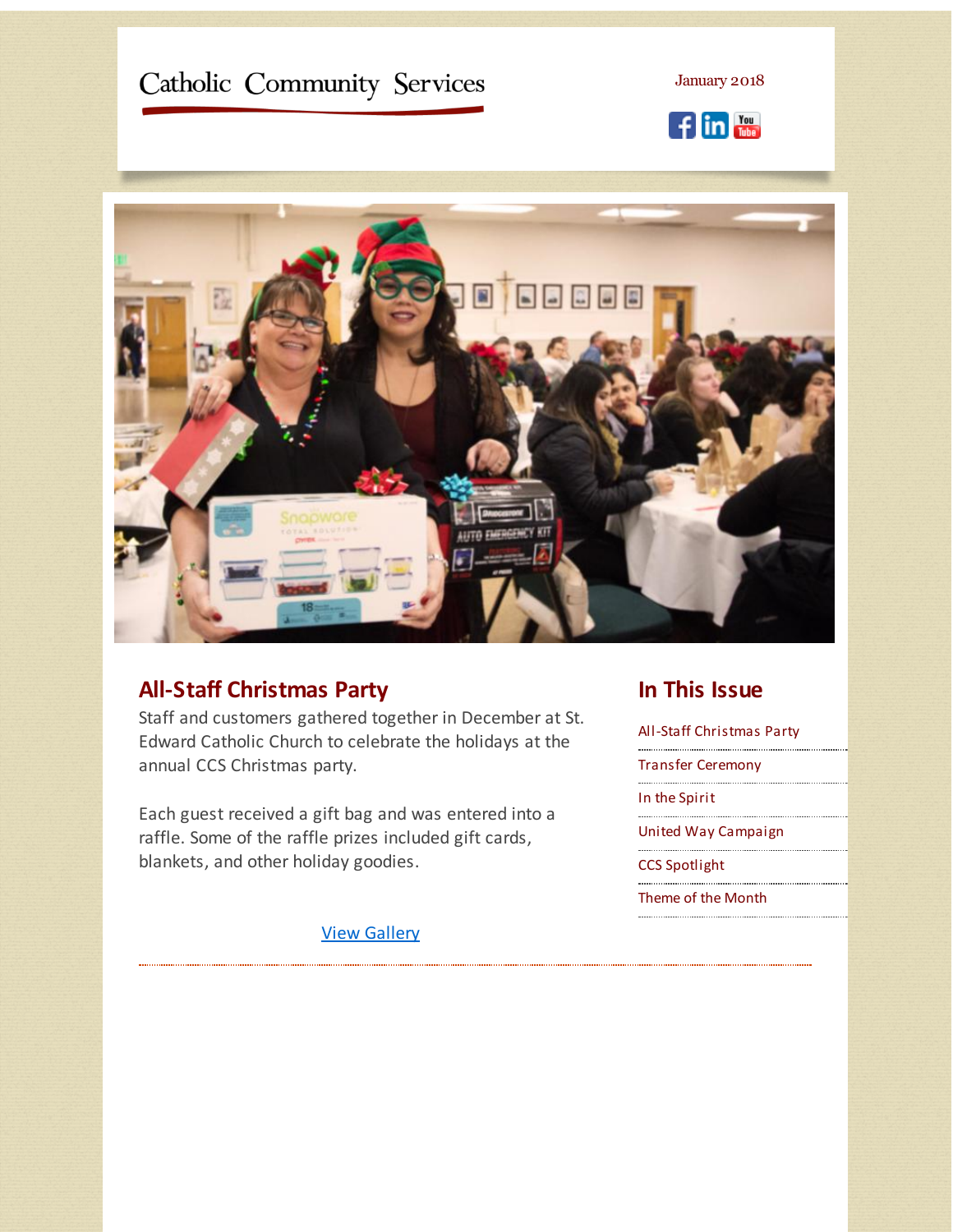Catholic Community Services

January 2018

## All-Staff Christmas Party

Staff and customers gathered together in December at St. Edward Catholic Church to celebrate the holidays at the annual CCS Christmas party.

Each guest received a gift bag and was entered into a raffle. Some of the raffle prizes included gift cards, blankets, and other holiday goodies.

View Gallery

## In This Issue

- All-Staff Christmas Party
- Transfer Ceremony
- In the Spirit
- United Way Campaign
- CCS Spotlight
- Theme of the Month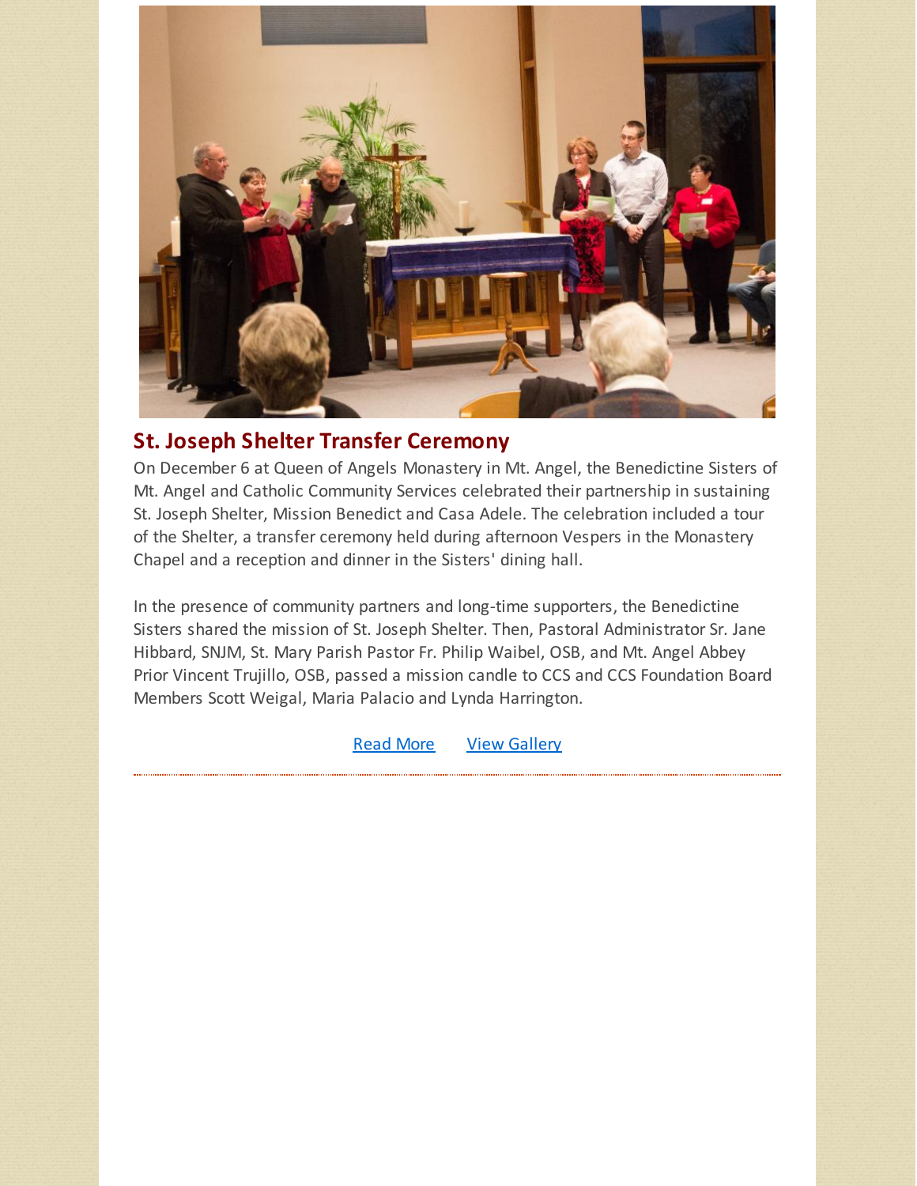## St. Joseph Shelter Transfer Ceremony

On December 6 at Queen of Angels Monastery in Mt. Angel, the Benedictine Sisters of Mt. Angel and Catholic Community Services celebrated their partnership in sustaining St. Joseph Shelter, Mission Benedict and Casa Adele. The celebration included a tour of the Shelter, a transfer ceremony held during afternoon Vespers in the Monastery Chapel and a reception and dinner in the Sisters' dining hall.

In the presence of community partners and long-time supporters, the Benedictine Sisters shared the mission of St. Joseph Shelter. Then, Pastoral Administrator Sr. Jane Hibbard, SNJM, St. Mary Parish Pastor Fr. Philip Waibel, OSB, and Mt. Angel Abbey Prior Vincent Trujillo, OSB, passed a mission candle to CCS and CCS Foundation Board Members Scott Weigal, Maria Palacio and Lynda Harrington.

Read More View Gallery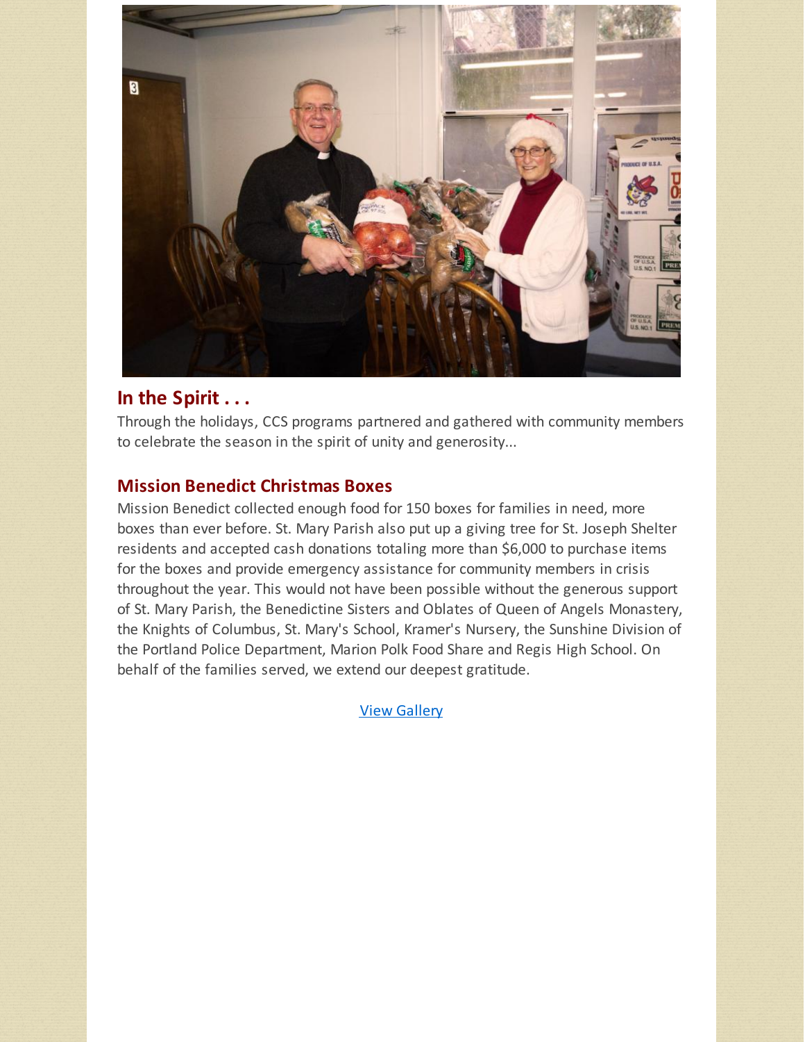## In the Spirit . . .

Through the holidays, CCS programs partnered and gathered with community members to celebrate the season in the spirit of unity and generosity...

### Mission Benedict Christmas Boxes

Mission Benedict collected enough food for 150 boxes for families in need, more boxes than ever before. St. Mary Parish also put up a giving tree for St. Joseph Shelter residents and accepted cash donations totaling more than $6,000 to purchase items for the boxes and provide emergency assistance for community members in crisis throughout the year. This would not have been possible without the generous support of St. Mary Parish, the Benedictine Sisters and Oblates of Queen of Angels Monastery, the Knights of Columbus, St. Mary's School, Kramer's Nursery, the Sunshine Division of the Portland Police Department, Marion Polk Food Share and Regis High School. On behalf of the families served, we extend our deepest gratitude.

View Gallery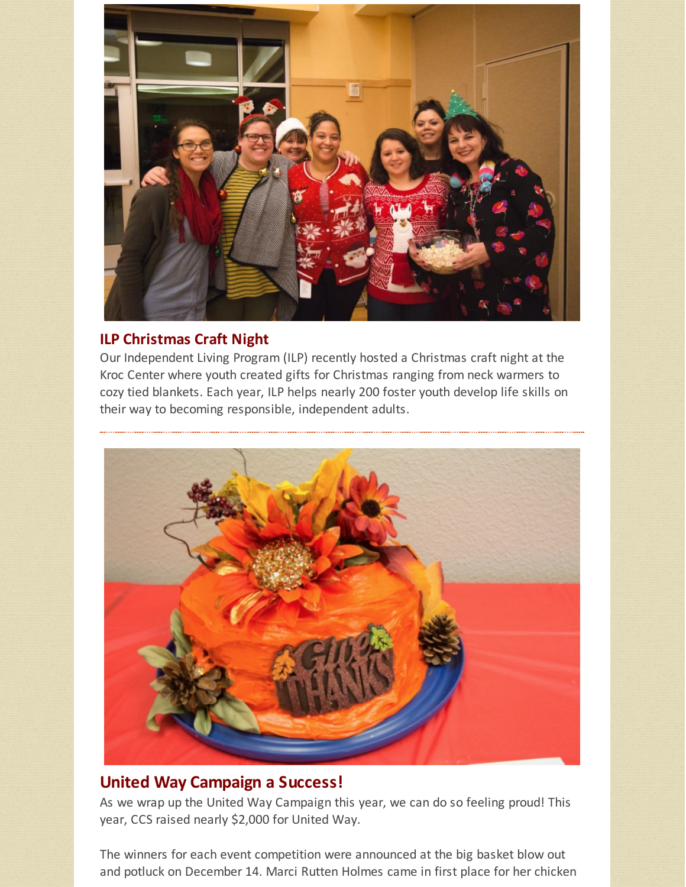## ILP Christmas Craft Night

Our Independent Living Program (ILP) recently hosted a Christmas craft night at the Kroc Center where youth created gifts for Christmas ranging from neck warmers to cozy tied blankets. Each year, ILP helps nearly 200 foster youth develop life skills on their way to becoming responsible, independent adults.

---

## United Way Campaign a Success!

As we wrap up the United Way Campaign this year, we can do so feeling proud! This year, CCS raised nearly $2,000 for United Way.

The winners for each event competition were announced at the big basket blow out and potluck on December 14. Marci Rutten Holmes came in first place for her chicken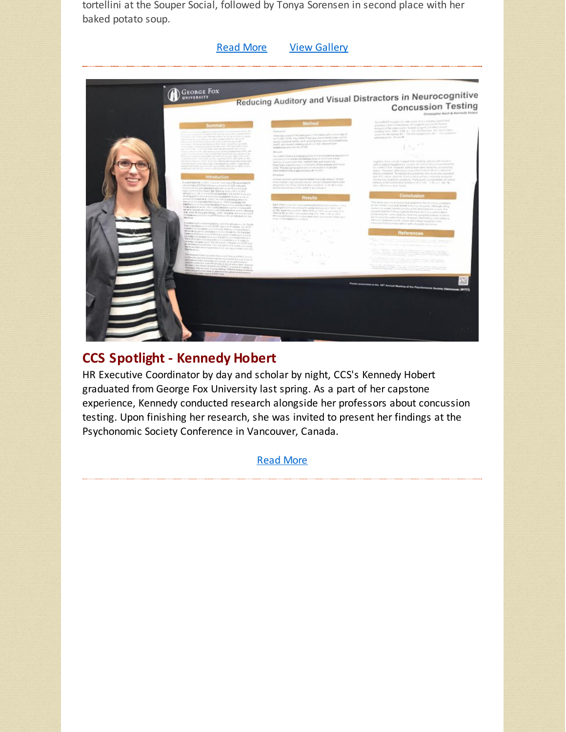tortellini at the Souper Social, followed by Tonya Sorensen in second place with her baked potato soup.

Read More View Gallery

---

## CCS Spotlight - Kennedy Hobert

HR Executive Coordinator by day and scholar by night, CCS's Kennedy Hobert graduated from George Fox University last spring. As a part of her capstone experience, Kennedy conducted research alongside her professors about concussion testing. Upon finishing her research, she was invited to present her findings at the Psychonomic Society Conference in Vancouver, Canada.

Read More

---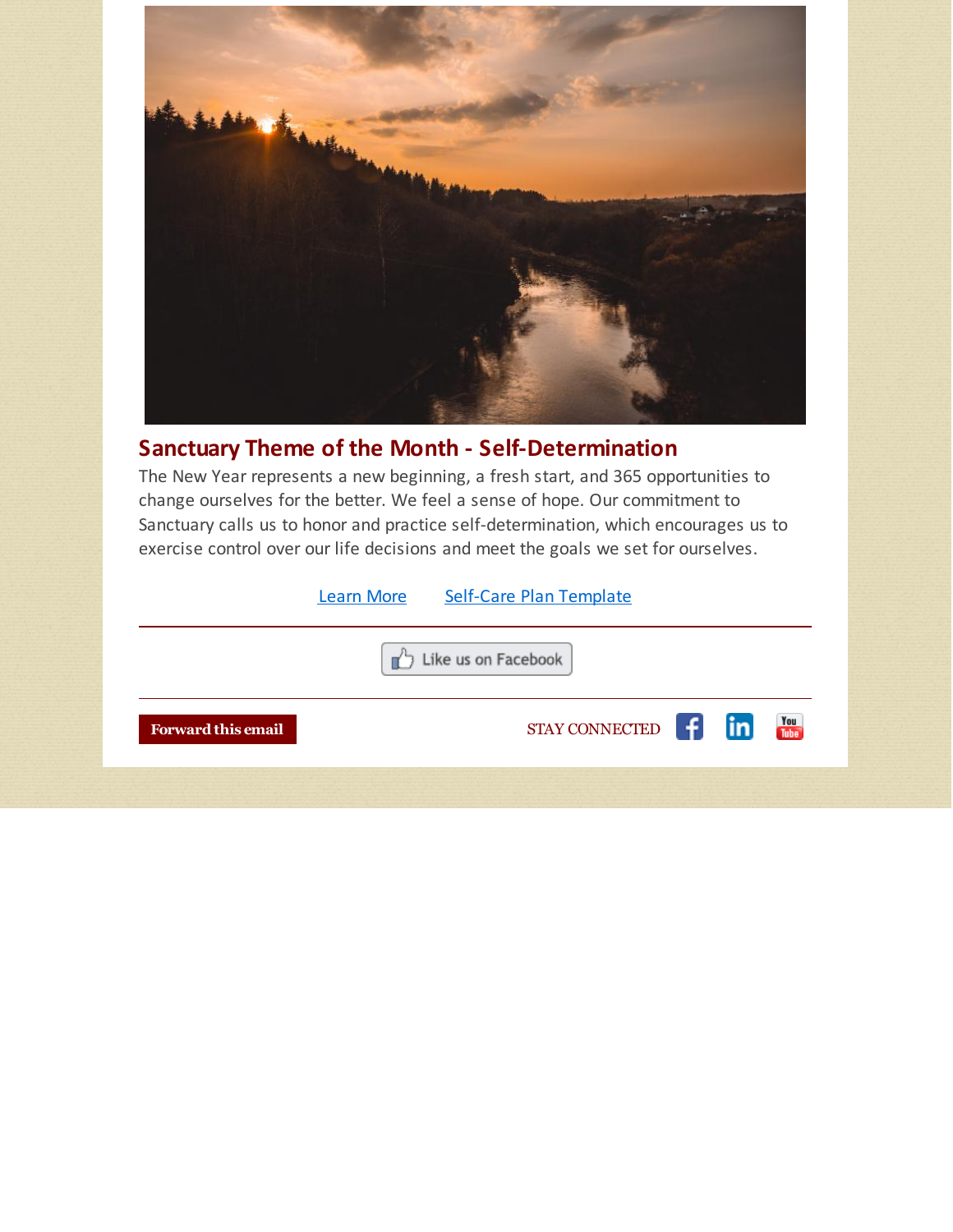## Sanctuary Theme of the Month - Self-Determination

The New Year represents a new beginning, a fresh start, and 365 opportunities to change ourselves for the better. We feel a sense of hope. Our commitment to Sanctuary calls us to honor and practice self-determination, which encourages us to exercise control over our life decisions and meet the goals we set for ourselves.

Learn More    Self-Care Plan Template

---

Like us on Facebook

---

Forward this email

STAY CONNECTED